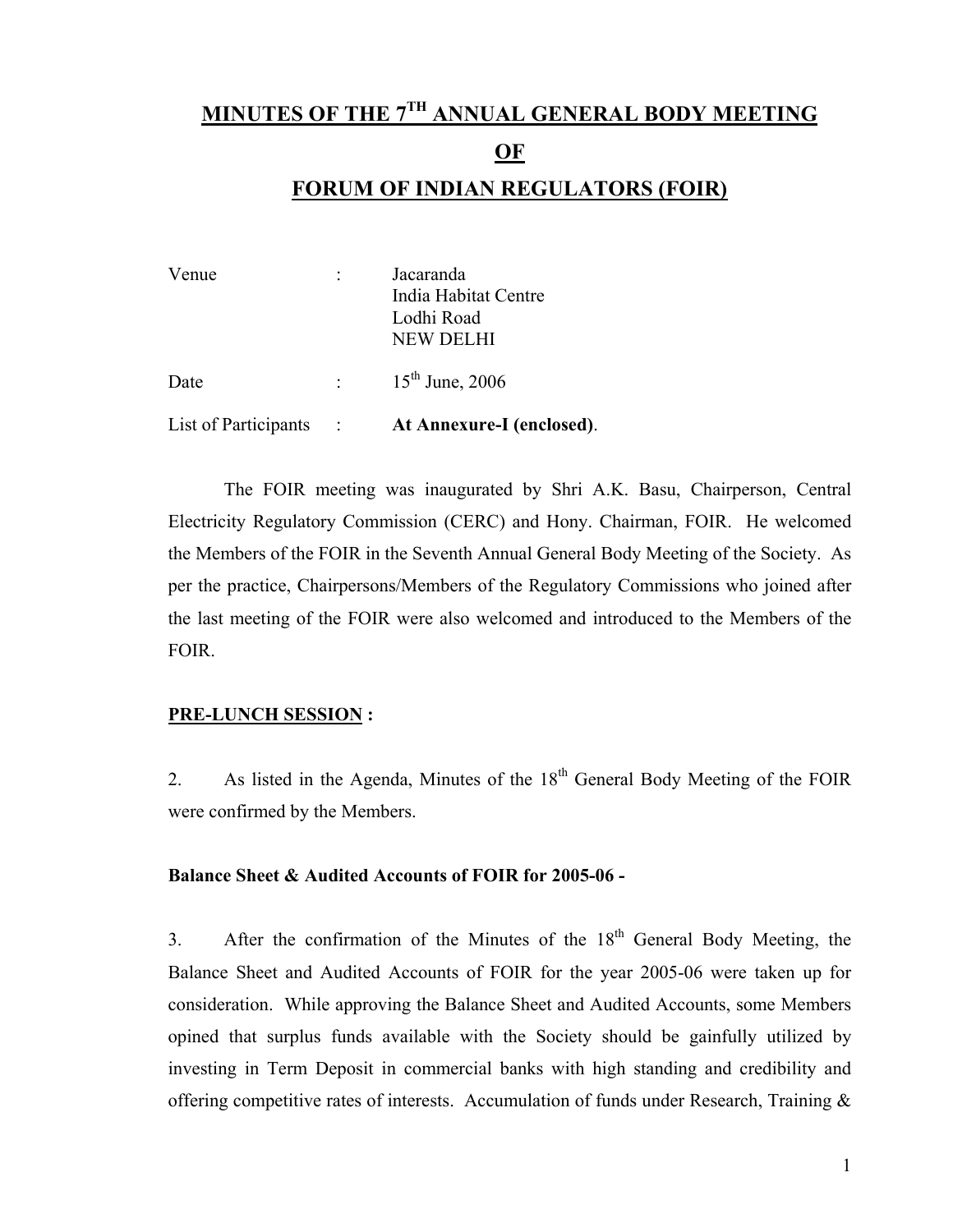# MINUTES OF THE 7TH ANNUAL GENERAL BODY MEETING OF FORUM OF INDIAN REGULATORS (FOIR)

| | | |
|---|---|---|
| Venue | : | Jacaranda<br>India Habitat Centre<br>Lodhi Road<br>NEW DELHI |
| Date | : | 15th June, 2006 |
| List of Participants | : | **At Annexure-I (enclosed)**. |

The FOIR meeting was inaugurated by Shri A.K. Basu, Chairperson, Central Electricity Regulatory Commission (CERC) and Hony. Chairman, FOIR. He welcomed the Members of the FOIR in the Seventh Annual General Body Meeting of the Society. As per the practice, Chairpersons/Members of the Regulatory Commissions who joined after the last meeting of the FOIR were also welcomed and introduced to the Members of the FOIR.

**PRE-LUNCH SESSION :**

2. As listed in the Agenda, Minutes of the 18th General Body Meeting of the FOIR were confirmed by the Members.

**Balance Sheet & Audited Accounts of FOIR for 2005-06 -**

3. After the confirmation of the Minutes of the 18th General Body Meeting, the Balance Sheet and Audited Accounts of FOIR for the year 2005-06 were taken up for consideration. While approving the Balance Sheet and Audited Accounts, some Members opined that surplus funds available with the Society should be gainfully utilized by investing in Term Deposit in commercial banks with high standing and credibility and offering competitive rates of interests. Accumulation of funds under Research, Training &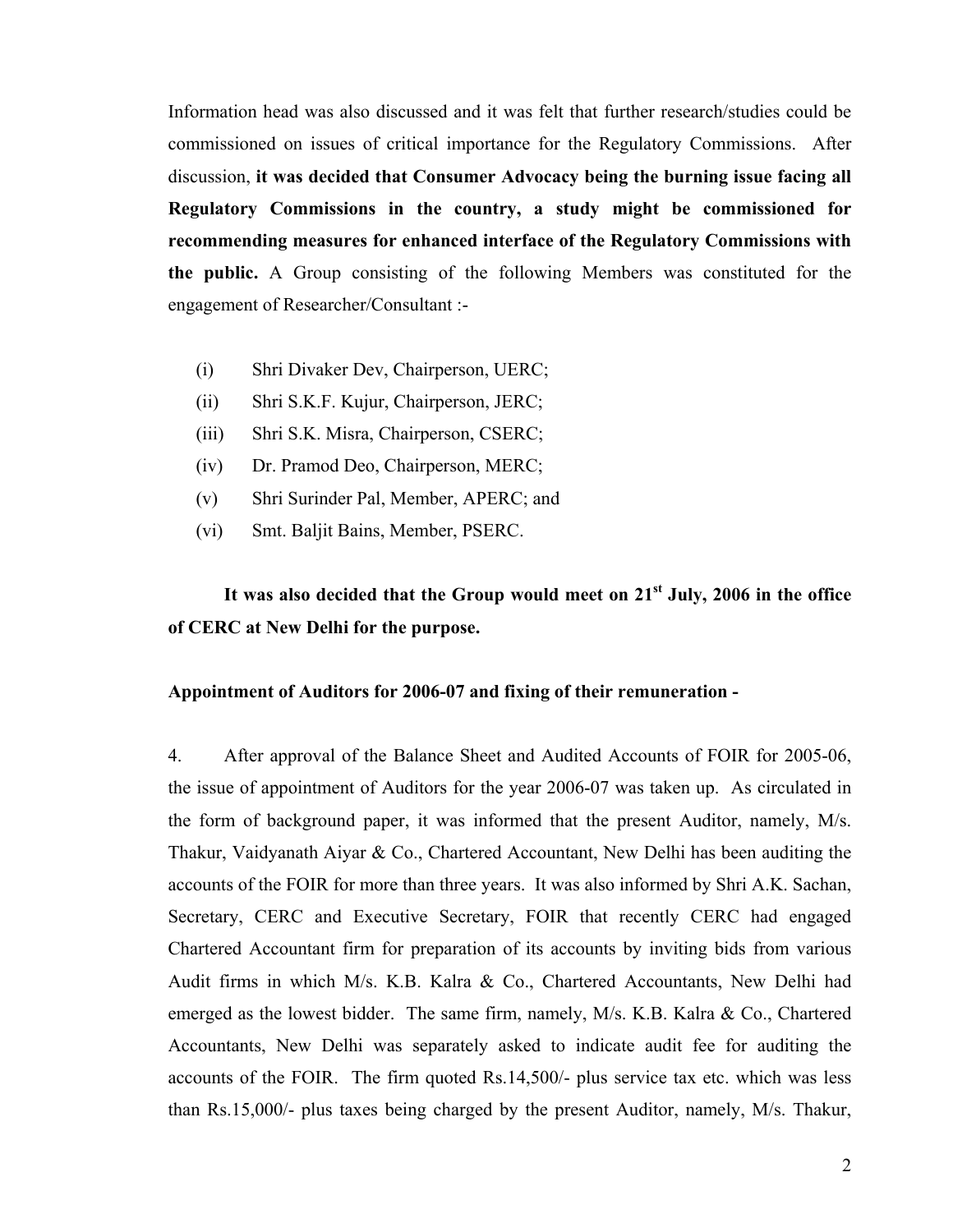Information head was also discussed and it was felt that further research/studies could be commissioned on issues of critical importance for the Regulatory Commissions. After discussion, **it was decided that Consumer Advocacy being the burning issue facing all Regulatory Commissions in the country, a study might be commissioned for recommending measures for enhanced interface of the Regulatory Commissions with the public.** A Group consisting of the following Members was constituted for the engagement of Researcher/Consultant :-

- (i) Shri Divaker Dev, Chairperson, UERC;
- (ii) Shri S.K.F. Kujur, Chairperson, JERC;
- (iii) Shri S.K. Misra, Chairperson, CSERC;
- (iv) Dr. Pramod Deo, Chairperson, MERC;
- (v) Shri Surinder Pal, Member, APERC; and
- (vi) Smt. Baljit Bains, Member, PSERC.

**It was also decided that the Group would meet on 21st July, 2006 in the office of CERC at New Delhi for the purpose.**

**Appointment of Auditors for 2006-07 and fixing of their remuneration -**

4. After approval of the Balance Sheet and Audited Accounts of FOIR for 2005-06, the issue of appointment of Auditors for the year 2006-07 was taken up. As circulated in the form of background paper, it was informed that the present Auditor, namely, M/s. Thakur, Vaidyanath Aiyar & Co., Chartered Accountant, New Delhi has been auditing the accounts of the FOIR for more than three years. It was also informed by Shri A.K. Sachan, Secretary, CERC and Executive Secretary, FOIR that recently CERC had engaged Chartered Accountant firm for preparation of its accounts by inviting bids from various Audit firms in which M/s. K.B. Kalra & Co., Chartered Accountants, New Delhi had emerged as the lowest bidder. The same firm, namely, M/s. K.B. Kalra & Co., Chartered Accountants, New Delhi was separately asked to indicate audit fee for auditing the accounts of the FOIR. The firm quoted Rs.14,500/- plus service tax etc. which was less than Rs.15,000/- plus taxes being charged by the present Auditor, namely, M/s. Thakur,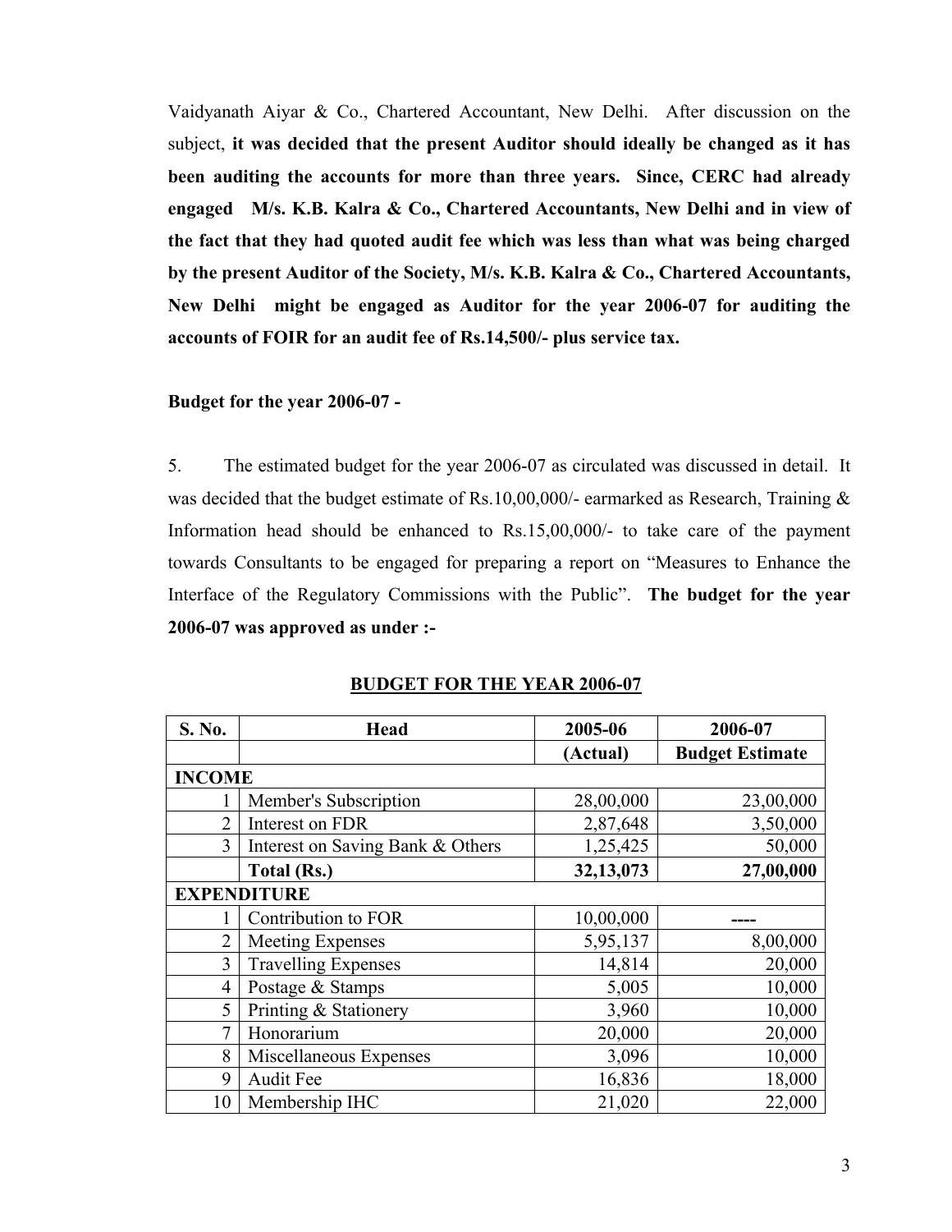Vaidyanath Aiyar & Co., Chartered Accountant, New Delhi. After discussion on the subject, **it was decided that the present Auditor should ideally be changed as it has been auditing the accounts for more than three years. Since, CERC had already engaged M/s. K.B. Kalra & Co., Chartered Accountants, New Delhi and in view of the fact that they had quoted audit fee which was less than what was being charged by the present Auditor of the Society, M/s. K.B. Kalra & Co., Chartered Accountants, New Delhi might be engaged as Auditor for the year 2006-07 for auditing the accounts of FOIR for an audit fee of Rs.14,500/- plus service tax.**

**Budget for the year 2006-07 -**

5. The estimated budget for the year 2006-07 as circulated was discussed in detail. It was decided that the budget estimate of Rs.10,00,000/- earmarked as Research, Training & Information head should be enhanced to Rs.15,00,000/- to take care of the payment towards Consultants to be engaged for preparing a report on "Measures to Enhance the Interface of the Regulatory Commissions with the Public". **The budget for the year 2006-07 was approved as under :-**

**BUDGET FOR THE YEAR 2006-07**

| S. No. | Head | 2005-06 | 2006-07 |
|---|---|---|---|
| | | (Actual) | Budget Estimate |
| **INCOME** | | | |
| 1 | Member's Subscription | 28,00,000 | 23,00,000 |
| 2 | Interest on FDR | 2,87,648 | 3,50,000 |
| 3 | Interest on Saving Bank & Others | 1,25,425 | 50,000 |
| | **Total (Rs.)** | **32,13,073** | **27,00,000** |
| **EXPENDITURE** | | | |
| 1 | Contribution to FOR | 10,00,000 | ---- |
| 2 | Meeting Expenses | 5,95,137 | 8,00,000 |
| 3 | Travelling Expenses | 14,814 | 20,000 |
| 4 | Postage & Stamps | 5,005 | 10,000 |
| 5 | Printing & Stationery | 3,960 | 10,000 |
| 7 | Honorarium | 20,000 | 20,000 |
| 8 | Miscellaneous Expenses | 3,096 | 10,000 |
| 9 | Audit Fee | 16,836 | 18,000 |
| 10 | Membership IHC | 21,020 | 22,000 |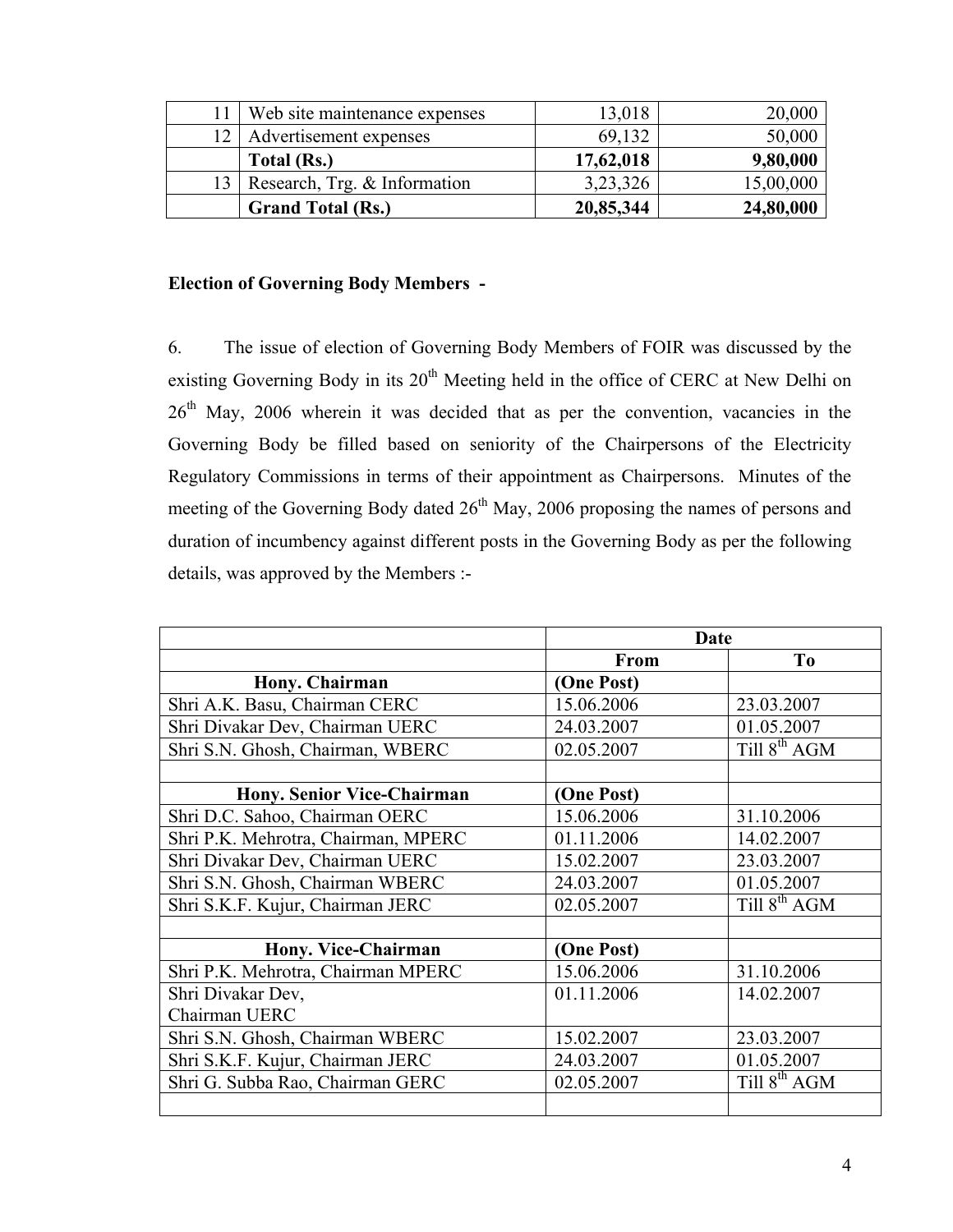| 11 | Web site maintenance expenses | 13,018 | 20,000 |
|---|---|---|---|
| 12 | Advertisement expenses | 69,132 | 50,000 |
| | **Total (Rs.)** | **17,62,018** | **9,80,000** |
| 13 | Research, Trg. & Information | 3,23,326 | 15,00,000 |
| | **Grand Total (Rs.)** | **20,85,344** | **24,80,000** |

**Election of Governing Body Members -**

6. The issue of election of Governing Body Members of FOIR was discussed by the existing Governing Body in its 20th Meeting held in the office of CERC at New Delhi on 26th May, 2006 wherein it was decided that as per the convention, vacancies in the Governing Body be filled based on seniority of the Chairpersons of the Electricity Regulatory Commissions in terms of their appointment as Chairpersons. Minutes of the meeting of the Governing Body dated 26th May, 2006 proposing the names of persons and duration of incumbency against different posts in the Governing Body as per the following details, was approved by the Members :-

| | Date | |
|---|---|---|
| | **From** | **To** |
| **Hony. Chairman** | **(One Post)** | |
| Shri A.K. Basu, Chairman CERC | 15.06.2006 | 23.03.2007 |
| Shri Divakar Dev, Chairman UERC | 24.03.2007 | 01.05.2007 |
| Shri S.N. Ghosh, Chairman, WBERC | 02.05.2007 | Till 8th AGM |
| | | |
| **Hony. Senior Vice-Chairman** | **(One Post)** | |
| Shri D.C. Sahoo, Chairman OERC | 15.06.2006 | 31.10.2006 |
| Shri P.K. Mehrotra, Chairman, MPERC | 01.11.2006 | 14.02.2007 |
| Shri Divakar Dev, Chairman UERC | 15.02.2007 | 23.03.2007 |
| Shri S.N. Ghosh, Chairman WBERC | 24.03.2007 | 01.05.2007 |
| Shri S.K.F. Kujur, Chairman JERC | 02.05.2007 | Till 8th AGM |
| | | |
| **Hony. Vice-Chairman** | **(One Post)** | |
| Shri P.K. Mehrotra, Chairman MPERC | 15.06.2006 | 31.10.2006 |
| Shri Divakar Dev, Chairman UERC | 01.11.2006 | 14.02.2007 |
| Shri S.N. Ghosh, Chairman WBERC | 15.02.2007 | 23.03.2007 |
| Shri S.K.F. Kujur, Chairman JERC | 24.03.2007 | 01.05.2007 |
| Shri G. Subba Rao, Chairman GERC | 02.05.2007 | Till 8th AGM |
| | | |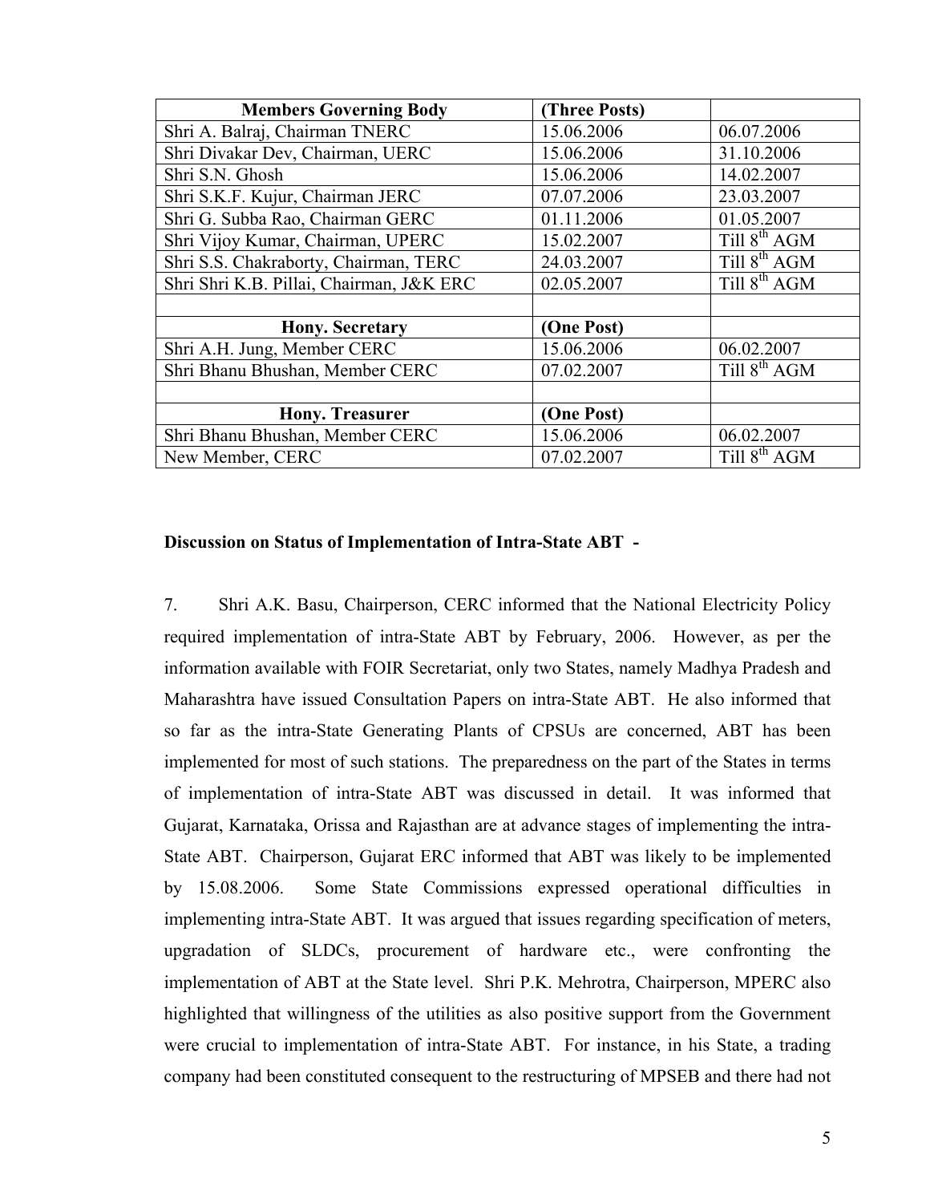| Members Governing Body | (Three Posts) | |
|---|---|---|
| Shri A. Balraj, Chairman TNERC | 15.06.2006 | 06.07.2006 |
| Shri Divakar Dev, Chairman, UERC | 15.06.2006 | 31.10.2006 |
| Shri S.N. Ghosh | 15.06.2006 | 14.02.2007 |
| Shri S.K.F. Kujur, Chairman JERC | 07.07.2006 | 23.03.2007 |
| Shri G. Subba Rao, Chairman GERC | 01.11.2006 | 01.05.2007 |
| Shri Vijoy Kumar, Chairman, UPERC | 15.02.2007 | Till 8th AGM |
| Shri S.S. Chakraborty, Chairman, TERC | 24.03.2007 | Till 8th AGM |
| Shri Shri K.B. Pillai, Chairman, J&K ERC | 02.05.2007 | Till 8th AGM |
| | | |
| **Hony. Secretary** | **(One Post)** | |
| Shri A.H. Jung, Member CERC | 15.06.2006 | 06.02.2007 |
| Shri Bhanu Bhushan, Member CERC | 07.02.2007 | Till 8th AGM |
| | | |
| **Hony. Treasurer** | **(One Post)** | |
| Shri Bhanu Bhushan, Member CERC | 15.06.2006 | 06.02.2007 |
| New Member, CERC | 07.02.2007 | Till 8th AGM |

**Discussion on Status of Implementation of Intra-State ABT -**

7. Shri A.K. Basu, Chairperson, CERC informed that the National Electricity Policy required implementation of intra-State ABT by February, 2006. However, as per the information available with FOIR Secretariat, only two States, namely Madhya Pradesh and Maharashtra have issued Consultation Papers on intra-State ABT. He also informed that so far as the intra-State Generating Plants of CPSUs are concerned, ABT has been implemented for most of such stations. The preparedness on the part of the States in terms of implementation of intra-State ABT was discussed in detail. It was informed that Gujarat, Karnataka, Orissa and Rajasthan are at advance stages of implementing the intra-State ABT. Chairperson, Gujarat ERC informed that ABT was likely to be implemented by 15.08.2006. Some State Commissions expressed operational difficulties in implementing intra-State ABT. It was argued that issues regarding specification of meters, upgradation of SLDCs, procurement of hardware etc., were confronting the implementation of ABT at the State level. Shri P.K. Mehrotra, Chairperson, MPERC also highlighted that willingness of the utilities as also positive support from the Government were crucial to implementation of intra-State ABT. For instance, in his State, a trading company had been constituted consequent to the restructuring of MPSEB and there had not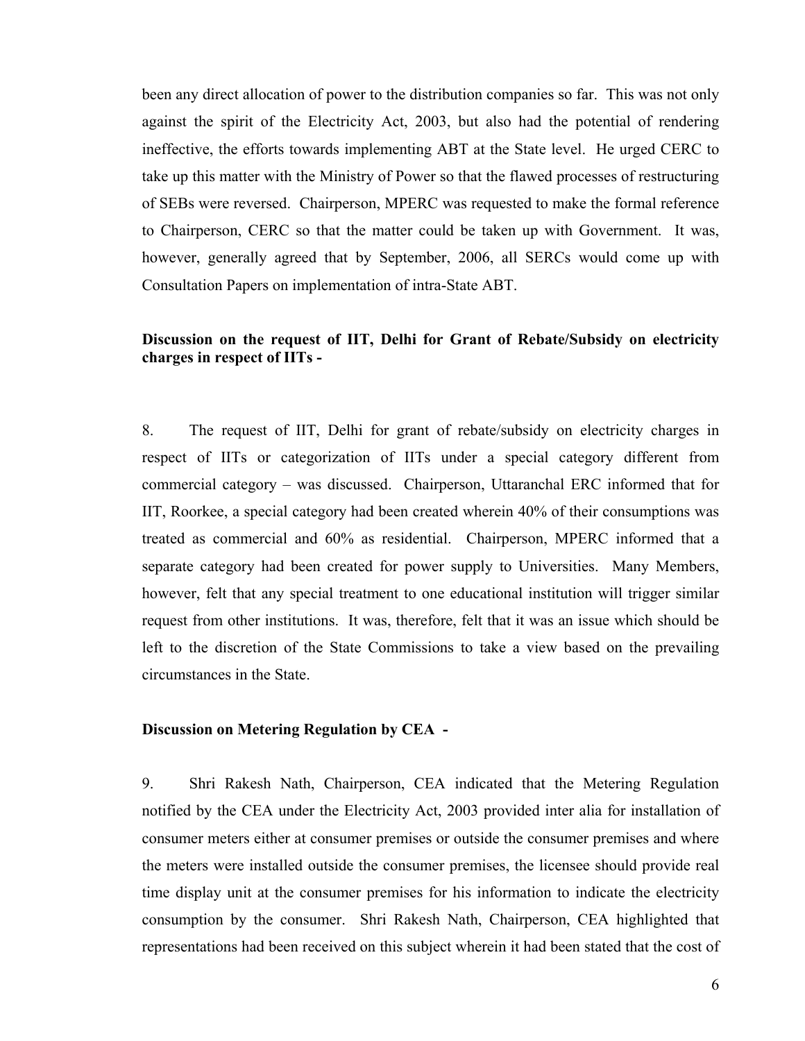been any direct allocation of power to the distribution companies so far. This was not only against the spirit of the Electricity Act, 2003, but also had the potential of rendering ineffective, the efforts towards implementing ABT at the State level. He urged CERC to take up this matter with the Ministry of Power so that the flawed processes of restructuring of SEBs were reversed. Chairperson, MPERC was requested to make the formal reference to Chairperson, CERC so that the matter could be taken up with Government. It was, however, generally agreed that by September, 2006, all SERCs would come up with Consultation Papers on implementation of intra-State ABT.

**Discussion on the request of IIT, Delhi for Grant of Rebate/Subsidy on electricity charges in respect of IITs -**

8. The request of IIT, Delhi for grant of rebate/subsidy on electricity charges in respect of IITs or categorization of IITs under a special category different from commercial category – was discussed. Chairperson, Uttaranchal ERC informed that for IIT, Roorkee, a special category had been created wherein 40% of their consumptions was treated as commercial and 60% as residential. Chairperson, MPERC informed that a separate category had been created for power supply to Universities. Many Members, however, felt that any special treatment to one educational institution will trigger similar request from other institutions. It was, therefore, felt that it was an issue which should be left to the discretion of the State Commissions to take a view based on the prevailing circumstances in the State.

**Discussion on Metering Regulation by CEA -**

9. Shri Rakesh Nath, Chairperson, CEA indicated that the Metering Regulation notified by the CEA under the Electricity Act, 2003 provided inter alia for installation of consumer meters either at consumer premises or outside the consumer premises and where the meters were installed outside the consumer premises, the licensee should provide real time display unit at the consumer premises for his information to indicate the electricity consumption by the consumer. Shri Rakesh Nath, Chairperson, CEA highlighted that representations had been received on this subject wherein it had been stated that the cost of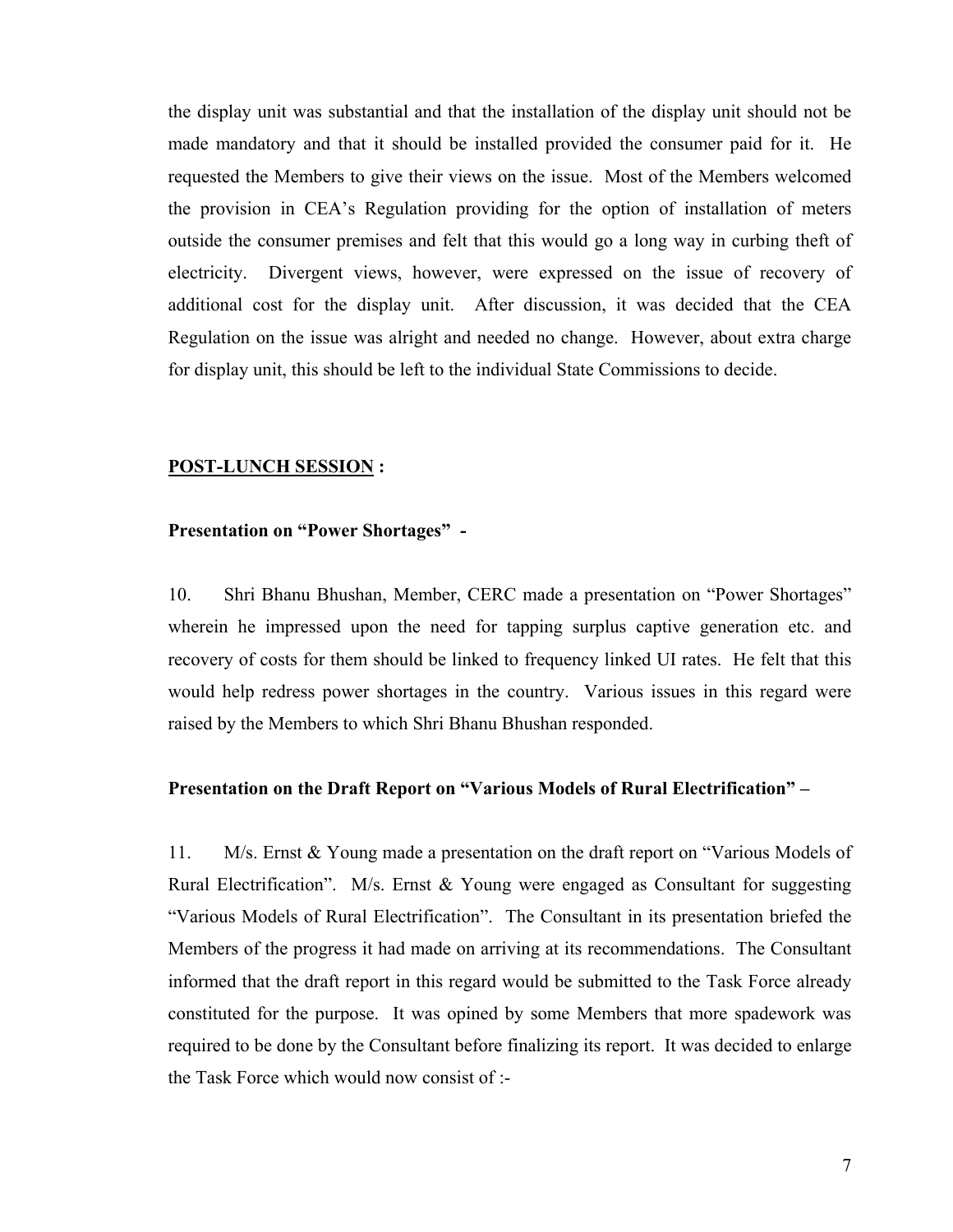the display unit was substantial and that the installation of the display unit should not be made mandatory and that it should be installed provided the consumer paid for it. He requested the Members to give their views on the issue. Most of the Members welcomed the provision in CEA's Regulation providing for the option of installation of meters outside the consumer premises and felt that this would go a long way in curbing theft of electricity. Divergent views, however, were expressed on the issue of recovery of additional cost for the display unit. After discussion, it was decided that the CEA Regulation on the issue was alright and needed no change. However, about extra charge for display unit, this should be left to the individual State Commissions to decide.

**<u>POST-LUNCH SESSION</u> :**

**Presentation on "Power Shortages" -**

10. Shri Bhanu Bhushan, Member, CERC made a presentation on "Power Shortages" wherein he impressed upon the need for tapping surplus captive generation etc. and recovery of costs for them should be linked to frequency linked UI rates. He felt that this would help redress power shortages in the country. Various issues in this regard were raised by the Members to which Shri Bhanu Bhushan responded.

**Presentation on the Draft Report on "Various Models of Rural Electrification" –**

11. M/s. Ernst & Young made a presentation on the draft report on "Various Models of Rural Electrification". M/s. Ernst & Young were engaged as Consultant for suggesting "Various Models of Rural Electrification". The Consultant in its presentation briefed the Members of the progress it had made on arriving at its recommendations. The Consultant informed that the draft report in this regard would be submitted to the Task Force already constituted for the purpose. It was opined by some Members that more spadework was required to be done by the Consultant before finalizing its report. It was decided to enlarge the Task Force which would now consist of :-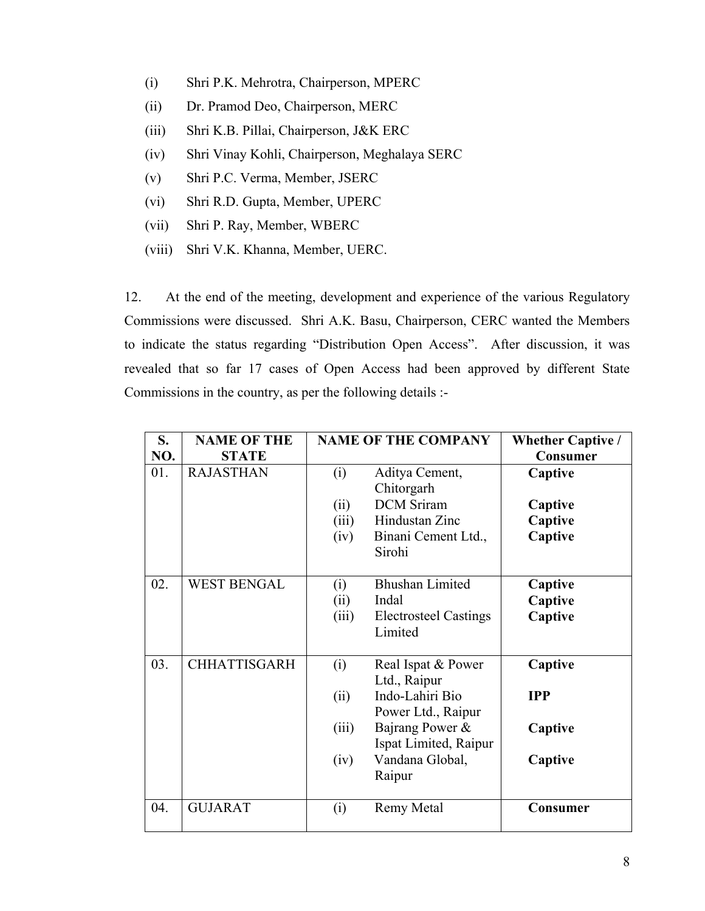(i) Shri P.K. Mehrotra, Chairperson, MPERC

(ii) Dr. Pramod Deo, Chairperson, MERC

(iii) Shri K.B. Pillai, Chairperson, J&K ERC

(iv) Shri Vinay Kohli, Chairperson, Meghalaya SERC

(v) Shri P.C. Verma, Member, JSERC

(vi) Shri R.D. Gupta, Member, UPERC

(vii) Shri P. Ray, Member, WBERC

(viii) Shri V.K. Khanna, Member, UERC.

12. At the end of the meeting, development and experience of the various Regulatory Commissions were discussed. Shri A.K. Basu, Chairperson, CERC wanted the Members to indicate the status regarding "Distribution Open Access". After discussion, it was revealed that so far 17 cases of Open Access had been approved by different State Commissions in the country, as per the following details :-

| S. NO. | NAME OF THE STATE | NAME OF THE COMPANY | Whether Captive / Consumer |
|---|---|---|---|
| 01. | RAJASTHAN | (i) Aditya Cement, Chitorgarh | **Captive** |
| | | (ii) DCM Sriram | **Captive** |
| | | (iii) Hindustan Zinc | **Captive** |
| | | (iv) Binani Cement Ltd., Sirohi | **Captive** |
| 02. | WEST BENGAL | (i) Bhushan Limited | **Captive** |
| | | (ii) Indal | **Captive** |
| | | (iii) Electrosteel Castings Limited | **Captive** |
| 03. | CHHATTISGARH | (i) Real Ispat & Power Ltd., Raipur | **Captive** |
| | | (ii) Indo-Lahiri Bio Power Ltd., Raipur | **IPP** |
| | | (iii) Bajrang Power & Ispat Limited, Raipur | **Captive** |
| | | (iv) Vandana Global, Raipur | **Captive** |
| 04. | GUJARAT | (i) Remy Metal | **Consumer** |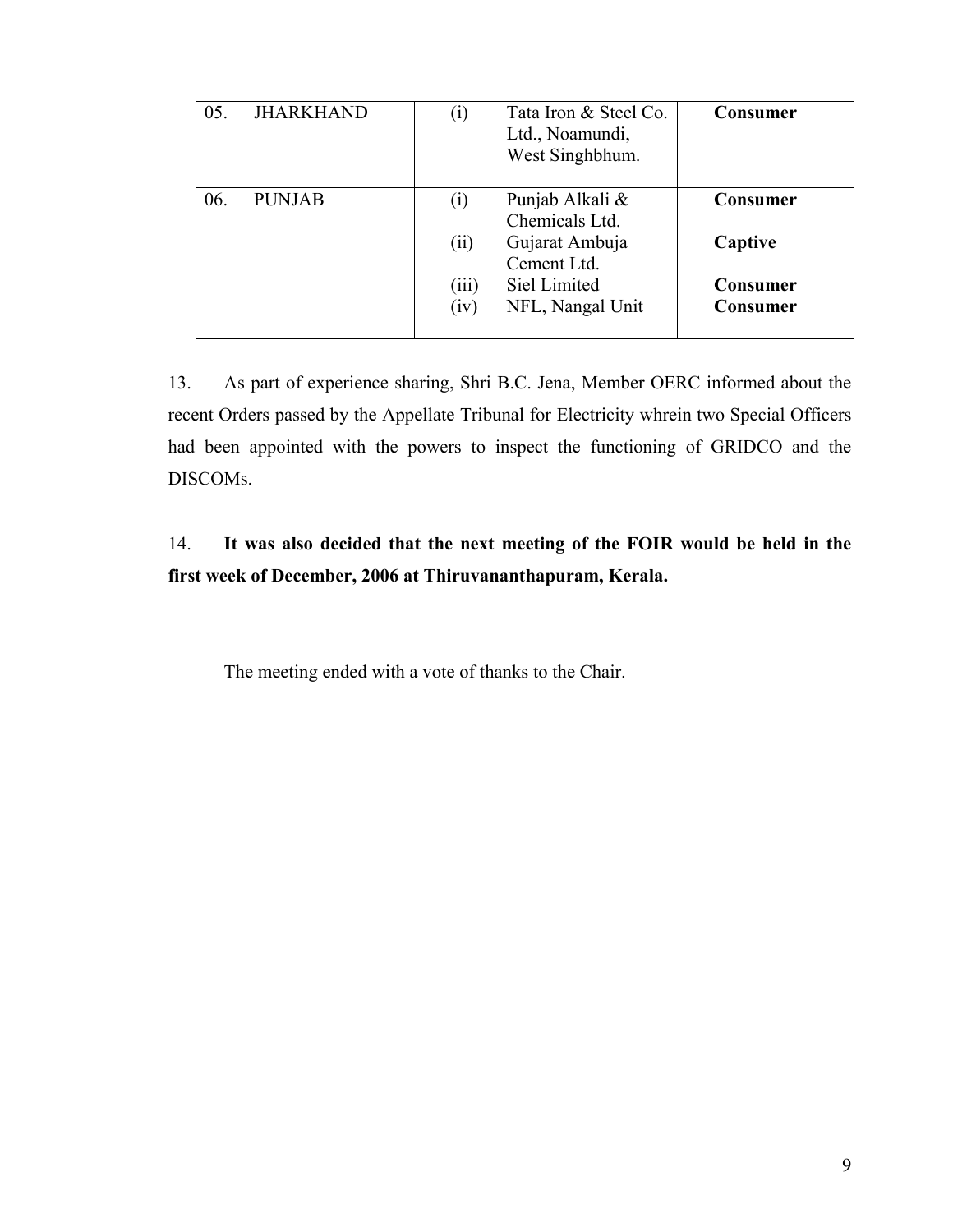| 05. | JHARKHAND | (i) Tata Iron & Steel Co. Ltd., Noamundi, West Singhbhum. | **Consumer** |
|---|---|---|---|
| 06. | PUNJAB | (i) Punjab Alkali & Chemicals Ltd.<br>(ii) Gujarat Ambuja Cement Ltd.<br>(iii) Siel Limited<br>(iv) NFL, Nangal Unit | **Consumer**<br>**Captive**<br>**Consumer**<br>**Consumer** |

13. As part of experience sharing, Shri B.C. Jena, Member OERC informed about the recent Orders passed by the Appellate Tribunal for Electricity whrein two Special Officers had been appointed with the powers to inspect the functioning of GRIDCO and the DISCOMs.

14. **It was also decided that the next meeting of the FOIR would be held in the first week of December, 2006 at Thiruvananthapuram, Kerala.**

The meeting ended with a vote of thanks to the Chair.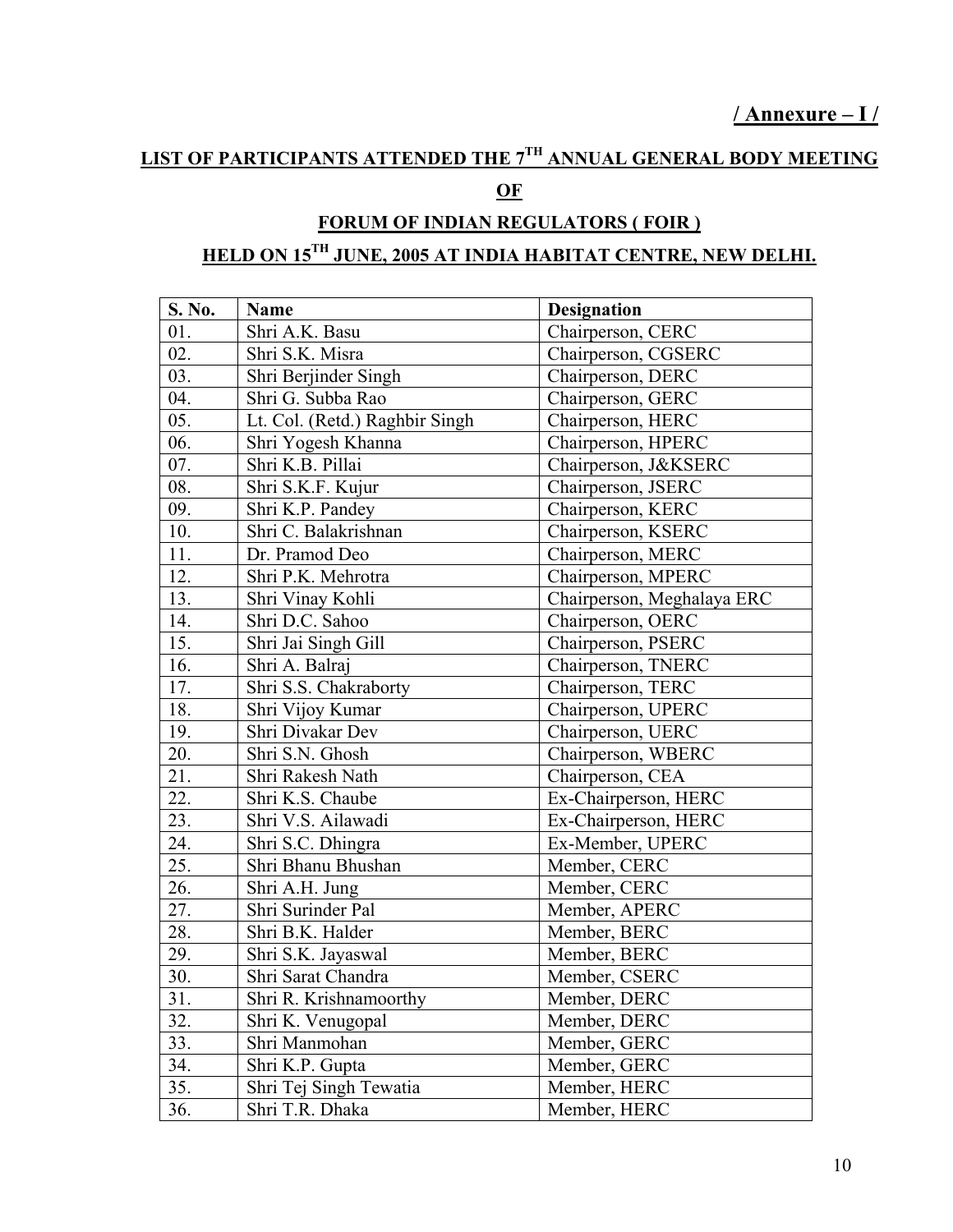**/ Annexure – I /**

## LIST OF PARTICIPANTS ATTENDED THE 7TH ANNUAL GENERAL BODY MEETING OF FORUM OF INDIAN REGULATORS ( FOIR ) HELD ON 15TH JUNE, 2005 AT INDIA HABITAT CENTRE, NEW DELHI.

| S. No. | Name | Designation |
|---|---|---|
| 01. | Shri A.K. Basu | Chairperson, CERC |
| 02. | Shri S.K. Misra | Chairperson, CGSERC |
| 03. | Shri Berjinder Singh | Chairperson, DERC |
| 04. | Shri G. Subba Rao | Chairperson, GERC |
| 05. | Lt. Col. (Retd.) Raghbir Singh | Chairperson, HERC |
| 06. | Shri Yogesh Khanna | Chairperson, HPERC |
| 07. | Shri K.B. Pillai | Chairperson, J&KSERC |
| 08. | Shri S.K.F. Kujur | Chairperson, JSERC |
| 09. | Shri K.P. Pandey | Chairperson, KERC |
| 10. | Shri C. Balakrishnan | Chairperson, KSERC |
| 11. | Dr. Pramod Deo | Chairperson, MERC |
| 12. | Shri P.K. Mehrotra | Chairperson, MPERC |
| 13. | Shri Vinay Kohli | Chairperson, Meghalaya ERC |
| 14. | Shri D.C. Sahoo | Chairperson, OERC |
| 15. | Shri Jai Singh Gill | Chairperson, PSERC |
| 16. | Shri A. Balraj | Chairperson, TNERC |
| 17. | Shri S.S. Chakraborty | Chairperson, TERC |
| 18. | Shri Vijoy Kumar | Chairperson, UPERC |
| 19. | Shri Divakar Dev | Chairperson, UERC |
| 20. | Shri S.N. Ghosh | Chairperson, WBERC |
| 21. | Shri Rakesh Nath | Chairperson, CEA |
| 22. | Shri K.S. Chaube | Ex-Chairperson, HERC |
| 23. | Shri V.S. Ailawadi | Ex-Chairperson, HERC |
| 24. | Shri S.C. Dhingra | Ex-Member, UPERC |
| 25. | Shri Bhanu Bhushan | Member, CERC |
| 26. | Shri A.H. Jung | Member, CERC |
| 27. | Shri Surinder Pal | Member, APERC |
| 28. | Shri B.K. Halder | Member, BERC |
| 29. | Shri S.K. Jayaswal | Member, BERC |
| 30. | Shri Sarat Chandra | Member, CSERC |
| 31. | Shri R. Krishnamoorthy | Member, DERC |
| 32. | Shri K. Venugopal | Member, DERC |
| 33. | Shri Manmohan | Member, GERC |
| 34. | Shri K.P. Gupta | Member, GERC |
| 35. | Shri Tej Singh Tewatia | Member, HERC |
| 36. | Shri T.R. Dhaka | Member, HERC |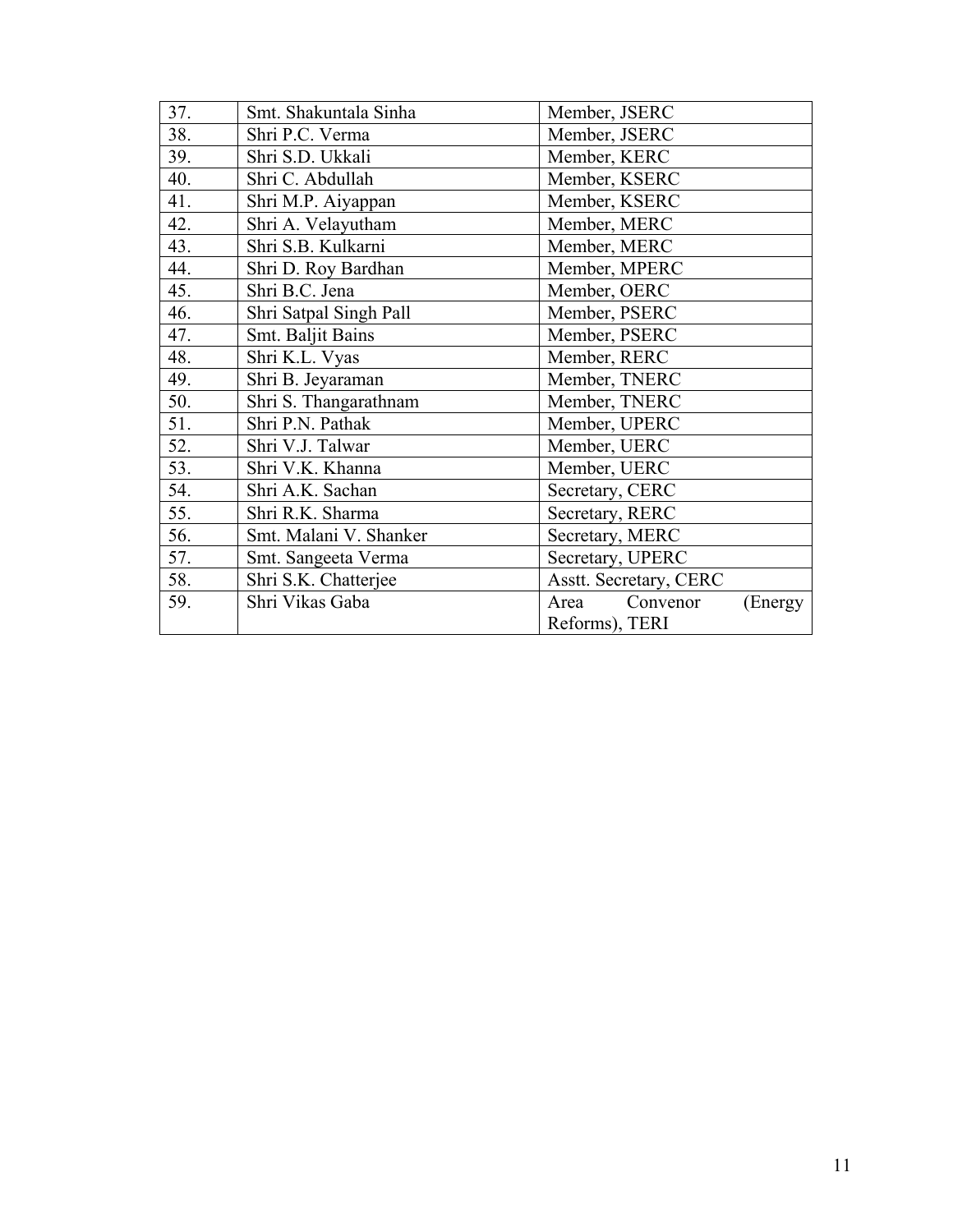| | | |
|---|---|---|
| 37. | Smt. Shakuntala Sinha | Member, JSERC |
| 38. | Shri P.C. Verma | Member, JSERC |
| 39. | Shri S.D. Ukkali | Member, KERC |
| 40. | Shri C. Abdullah | Member, KSERC |
| 41. | Shri M.P. Aiyappan | Member, KSERC |
| 42. | Shri A. Velayutham | Member, MERC |
| 43. | Shri S.B. Kulkarni | Member, MERC |
| 44. | Shri D. Roy Bardhan | Member, MPERC |
| 45. | Shri B.C. Jena | Member, OERC |
| 46. | Shri Satpal Singh Pall | Member, PSERC |
| 47. | Smt. Baljit Bains | Member, PSERC |
| 48. | Shri K.L. Vyas | Member, RERC |
| 49. | Shri B. Jeyaraman | Member, TNERC |
| 50. | Shri S. Thangarathnam | Member, TNERC |
| 51. | Shri P.N. Pathak | Member, UPERC |
| 52. | Shri V.J. Talwar | Member, UERC |
| 53. | Shri V.K. Khanna | Member, UERC |
| 54. | Shri A.K. Sachan | Secretary, CERC |
| 55. | Shri R.K. Sharma | Secretary, RERC |
| 56. | Smt. Malani V. Shanker | Secretary, MERC |
| 57. | Smt. Sangeeta Verma | Secretary, UPERC |
| 58. | Shri S.K. Chatterjee | Asstt. Secretary, CERC |
| 59. | Shri Vikas Gaba | Area Convenor (Energy Reforms), TERI |